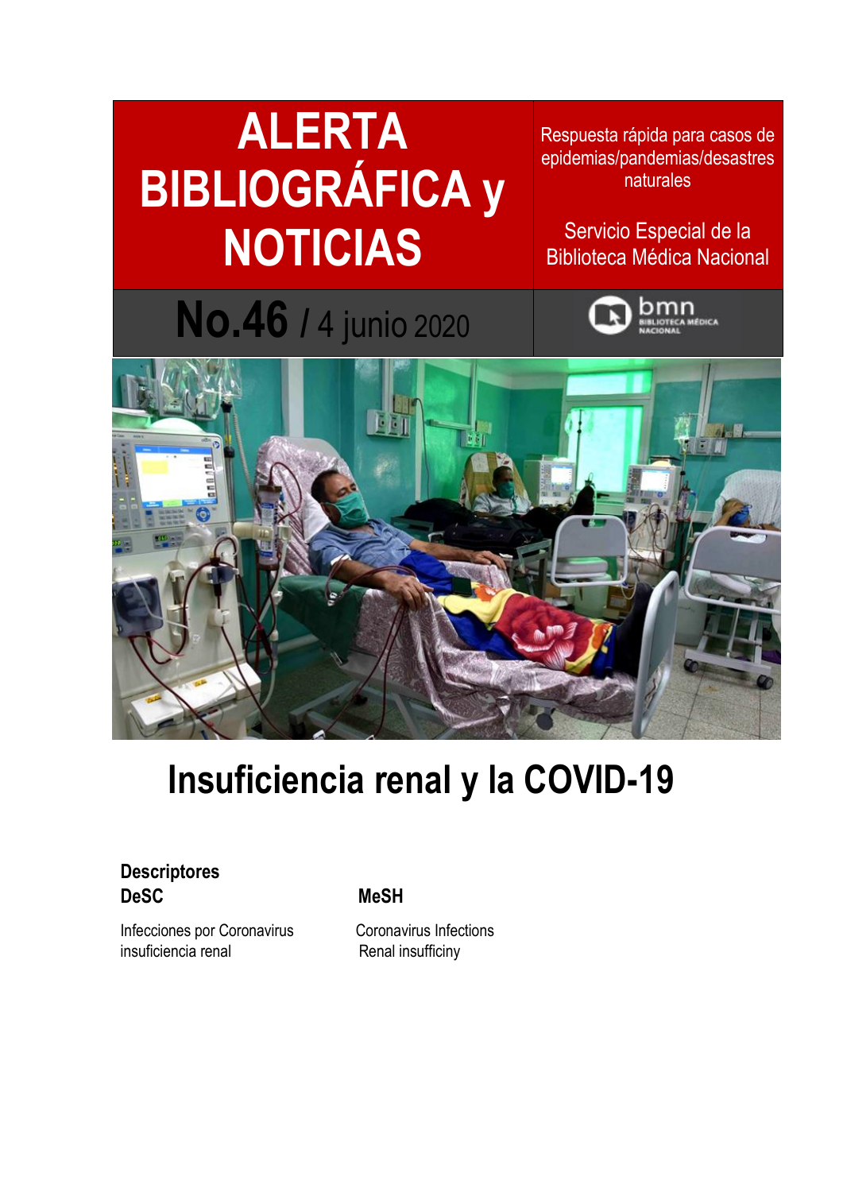# ALERTA BIBLIOGRÁFICA y NOTICIAS

Respuesta rápida para casos de epidemias/pandemias/desastres naturales

Servicio Especial de la Biblioteca Médica Nacional

**No.46** / 4 junio 2020

bmn BIBLIOTECA MÉDICA NACIONAL

# Insuficiencia renal y la COVID-19

**Descriptores**

| **DeSC** | **MeSH** |
| --- | --- |
| Infecciones por Coronavirus | Coronavirus Infections |
| insuficiencia renal | Renal insufficiny |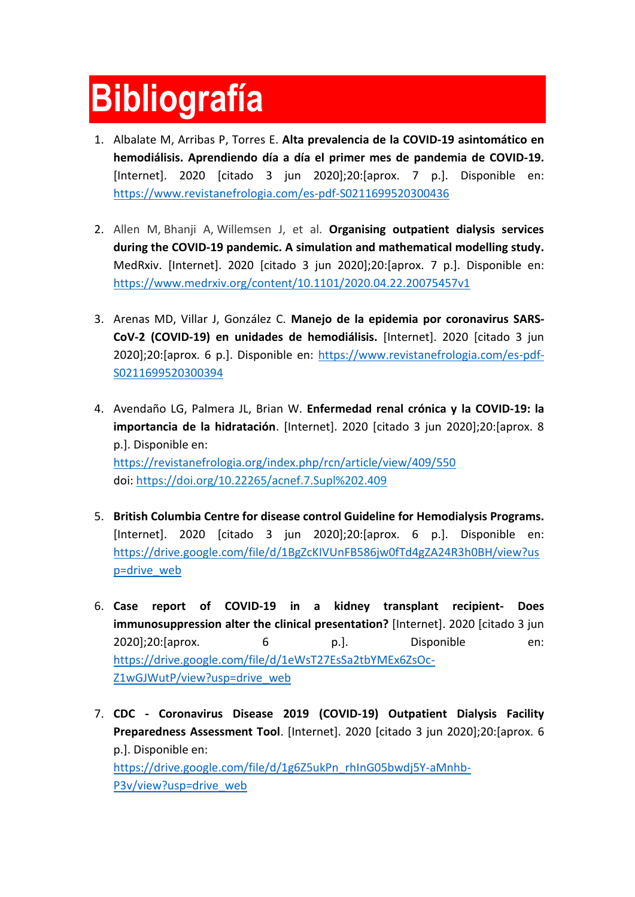# Bibliografía

1. Albalate M, Arribas P, Torres E. **Alta prevalencia de la COVID-19 asintomático en hemodiálisis. Aprendiendo día a día el primer mes de pandemia de COVID-19.** [Internet]. 2020 [citado 3 jun 2020];20:[aprox. 7 p.]. Disponible en: https://www.revistanefrologia.com/es-pdf-S0211699520300436

2. Allen M, Bhanji A, Willemsen J, et al. **Organising outpatient dialysis services during the COVID-19 pandemic. A simulation and mathematical modelling study.** MedRxiv. [Internet]. 2020 [citado 3 jun 2020];20:[aprox. 7 p.]. Disponible en: https://www.medrxiv.org/content/10.1101/2020.04.22.20075457v1

3. Arenas MD, Villar J, González C. **Manejo de la epidemia por coronavirus SARS-CoV-2 (COVID-19) en unidades de hemodiálisis.** [Internet]. 2020 [citado 3 jun 2020];20:[aprox. 6 p.]. Disponible en: https://www.revistanefrologia.com/es-pdf-S0211699520300394

4. Avendaño LG, Palmera JL, Brian W. **Enfermedad renal crónica y la COVID-19: la importancia de la hidratación**. [Internet]. 2020 [citado 3 jun 2020];20:[aprox. 8 p.]. Disponible en:
https://revistanefrologia.org/index.php/rcn/article/view/409/550
doi: https://doi.org/10.22265/acnef.7.Supl%202.409

5. **British Columbia Centre for disease control Guideline for Hemodialysis Programs.** [Internet]. 2020 [citado 3 jun 2020];20:[aprox. 6 p.]. Disponible en: https://drive.google.com/file/d/1BgZcKIVUnFB586jw0fTd4gZA24R3h0BH/view?usp=drive_web

6. **Case report of COVID-19 in a kidney transplant recipient- Does immunosuppression alter the clinical presentation?** [Internet]. 2020 [citado 3 jun 2020];20:[aprox. 6 p.]. Disponible en: https://drive.google.com/file/d/1eWsT27EsSa2tbYMEx6ZsOc-Z1wGJWutP/view?usp=drive_web

7. **CDC - Coronavirus Disease 2019 (COVID-19) Outpatient Dialysis Facility Preparedness Assessment Tool**. [Internet]. 2020 [citado 3 jun 2020];20:[aprox. 6 p.]. Disponible en:
https://drive.google.com/file/d/1g6Z5ukPn_rhInG05bwdj5Y-aMnhb-P3v/view?usp=drive_web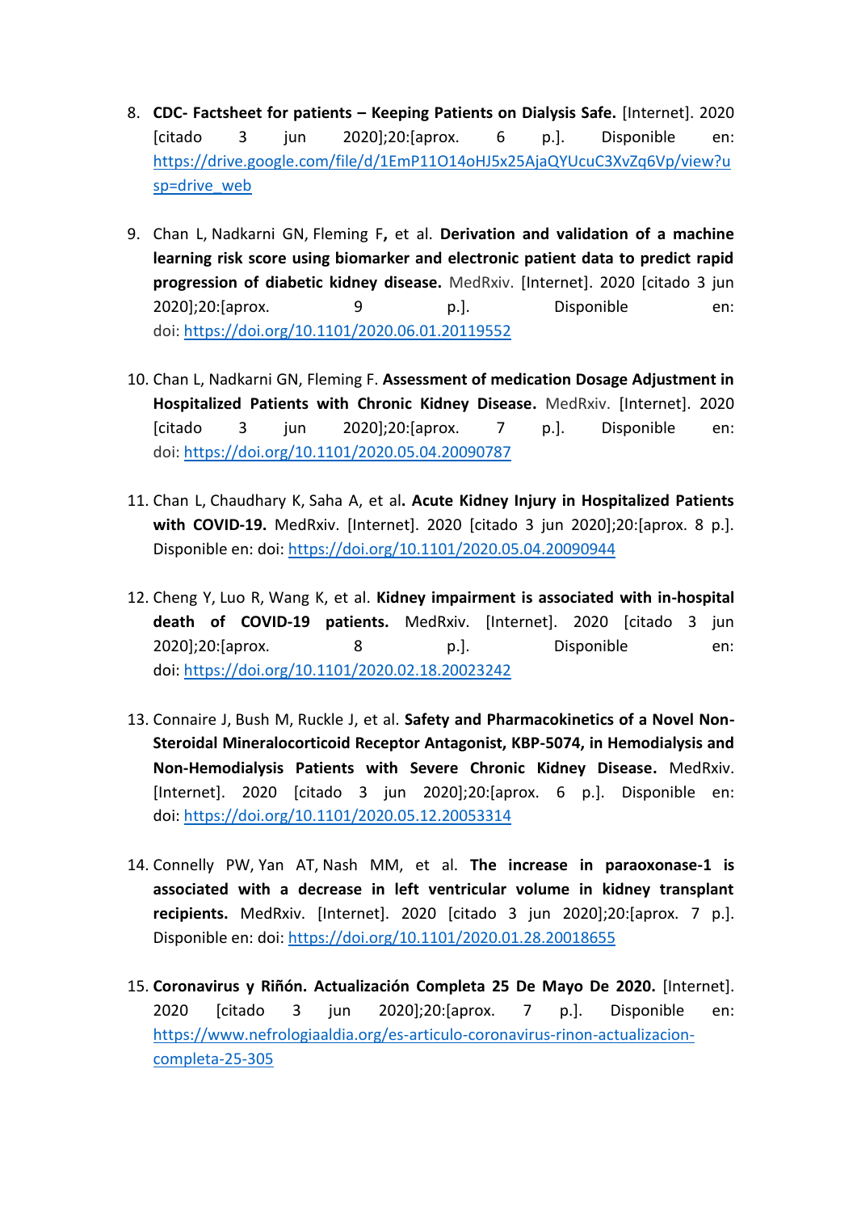8. **CDC- Factsheet for patients – Keeping Patients on Dialysis Safe.** [Internet]. 2020 [citado 3 jun 2020];20:[aprox. 6 p.]. Disponible en: https://drive.google.com/file/d/1EmP11O14oHJ5x25AjaQYUcuC3XvZq6Vp/view?usp=drive_web

9. Chan L, Nadkarni GN, Fleming F**,** et al. **Derivation and validation of a machine learning risk score using biomarker and electronic patient data to predict rapid progression of diabetic kidney disease.** MedRxiv. [Internet]. 2020 [citado 3 jun 2020];20:[aprox. 9 p.]. Disponible en: doi: https://doi.org/10.1101/2020.06.01.20119552

10. Chan L, Nadkarni GN, Fleming F. **Assessment of medication Dosage Adjustment in Hospitalized Patients with Chronic Kidney Disease.** MedRxiv. [Internet]. 2020 [citado 3 jun 2020];20:[aprox. 7 p.]. Disponible en: doi: https://doi.org/10.1101/2020.05.04.20090787

11. Chan L, Chaudhary K, Saha A, et al**. Acute Kidney Injury in Hospitalized Patients with COVID-19.** MedRxiv. [Internet]. 2020 [citado 3 jun 2020];20:[aprox. 8 p.]. Disponible en: doi: https://doi.org/10.1101/2020.05.04.20090944

12. Cheng Y, Luo R, Wang K, et al. **Kidney impairment is associated with in-hospital death of COVID-19 patients.** MedRxiv. [Internet]. 2020 [citado 3 jun 2020];20:[aprox. 8 p.]. Disponible en: doi: https://doi.org/10.1101/2020.02.18.20023242

13. Connaire J, Bush M, Ruckle J, et al. **Safety and Pharmacokinetics of a Novel Non-Steroidal Mineralocorticoid Receptor Antagonist, KBP-5074, in Hemodialysis and Non-Hemodialysis Patients with Severe Chronic Kidney Disease.** MedRxiv. [Internet]. 2020 [citado 3 jun 2020];20:[aprox. 6 p.]. Disponible en: doi: https://doi.org/10.1101/2020.05.12.20053314

14. Connelly PW, Yan AT, Nash MM, et al. **The increase in paraoxonase-1 is associated with a decrease in left ventricular volume in kidney transplant recipients.** MedRxiv. [Internet]. 2020 [citado 3 jun 2020];20:[aprox. 7 p.]. Disponible en: doi: https://doi.org/10.1101/2020.01.28.20018655

15. **Coronavirus y Riñón. Actualización Completa 25 De Mayo De 2020.** [Internet]. 2020 [citado 3 jun 2020];20:[aprox. 7 p.]. Disponible en: https://www.nefrologiaaldia.org/es-articulo-coronavirus-rinon-actualizacion-completa-25-305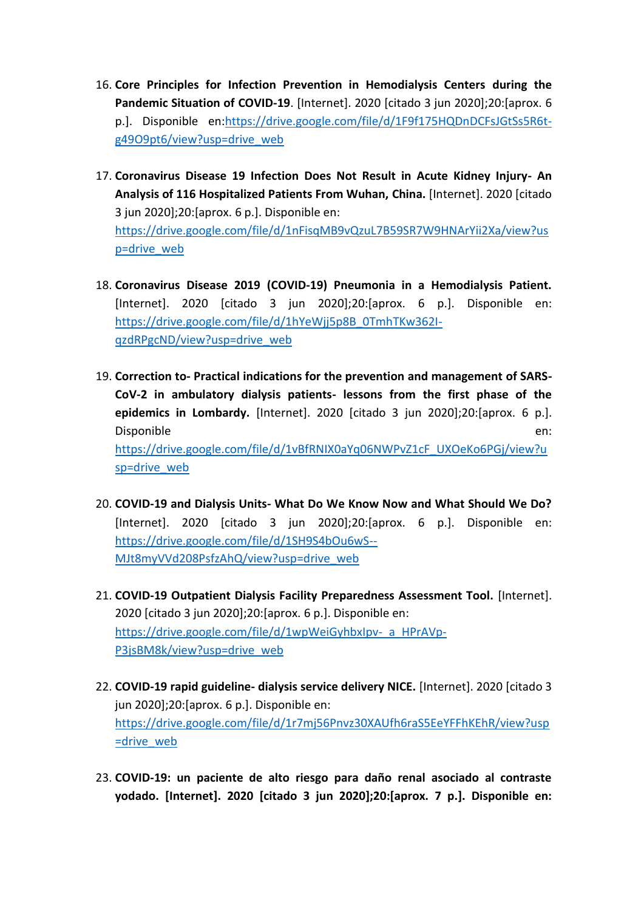16. **Core Principles for Infection Prevention in Hemodialysis Centers during the Pandemic Situation of COVID-19**. [Internet]. 2020 [citado 3 jun 2020];20:[aprox. 6 p.]. Disponible en:https://drive.google.com/file/d/1F9f175HQDnDCFsJGtSs5R6t-g49O9pt6/view?usp=drive_web

17. **Coronavirus Disease 19 Infection Does Not Result in Acute Kidney Injury- An Analysis of 116 Hospitalized Patients From Wuhan, China.** [Internet]. 2020 [citado 3 jun 2020];20:[aprox. 6 p.]. Disponible en: https://drive.google.com/file/d/1nFisqMB9vQzuL7B59SR7W9HNArYii2Xa/view?usp=drive_web

18. **Coronavirus Disease 2019 (COVID-19) Pneumonia in a Hemodialysis Patient.** [Internet]. 2020 [citado 3 jun 2020];20:[aprox. 6 p.]. Disponible en: https://drive.google.com/file/d/1hYeWjj5p8B_0TmhTKw362I-qzdRPgcND/view?usp=drive_web

19. **Correction to- Practical indications for the prevention and management of SARS-CoV-2 in ambulatory dialysis patients- lessons from the first phase of the epidemics in Lombardy.** [Internet]. 2020 [citado 3 jun 2020];20:[aprox. 6 p.]. Disponible en: https://drive.google.com/file/d/1vBfRNIX0aYq06NWPvZ1cF_UXOeKo6PGj/view?usp=drive_web

20. **COVID-19 and Dialysis Units- What Do We Know Now and What Should We Do?** [Internet]. 2020 [citado 3 jun 2020];20:[aprox. 6 p.]. Disponible en: https://drive.google.com/file/d/1SH9S4bOu6wS--MJt8myVVd208PsfzAhQ/view?usp=drive_web

21. **COVID-19 Outpatient Dialysis Facility Preparedness Assessment Tool.** [Internet]. 2020 [citado 3 jun 2020];20:[aprox. 6 p.]. Disponible en: https://drive.google.com/file/d/1wpWeiGyhbxIpv-_a_HPrAVp-P3jsBM8k/view?usp=drive_web

22. **COVID-19 rapid guideline- dialysis service delivery NICE.** [Internet]. 2020 [citado 3 jun 2020];20:[aprox. 6 p.]. Disponible en: https://drive.google.com/file/d/1r7mj56Pnvz30XAUfh6raS5EeYFFhKEhR/view?usp=drive_web

23. **COVID-19: un paciente de alto riesgo para daño renal asociado al contraste yodado. [Internet]. 2020 [citado 3 jun 2020];20:[aprox. 7 p.]. Disponible en:**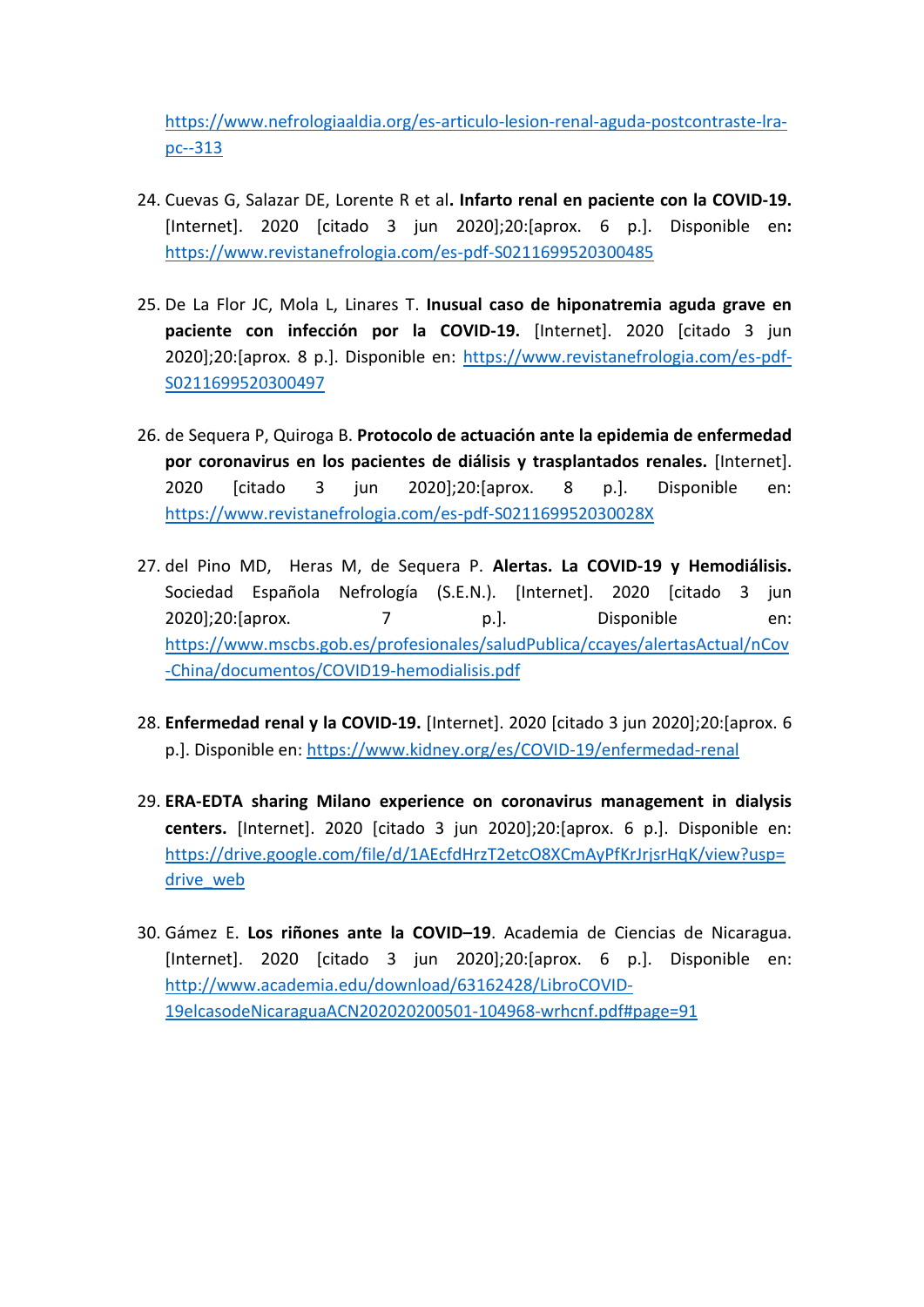https://www.nefrologiaaldia.org/es-articulo-lesion-renal-aguda-postcontraste-lra-pc--313

24. Cuevas G, Salazar DE, Lorente R et al**. Infarto renal en paciente con la COVID-19.** [Internet]. 2020 [citado 3 jun 2020];20:[aprox. 6 p.]. Disponible en**:** https://www.revistanefrologia.com/es-pdf-S0211699520300485

25. De La Flor JC, Mola L, Linares T. **Inusual caso de hiponatremia aguda grave en paciente con infección por la COVID-19.** [Internet]. 2020 [citado 3 jun 2020];20:[aprox. 8 p.]. Disponible en: https://www.revistanefrologia.com/es-pdf-S0211699520300497

26. de Sequera P, Quiroga B. **Protocolo de actuación ante la epidemia de enfermedad por coronavirus en los pacientes de diálisis y trasplantados renales.** [Internet]. 2020 [citado 3 jun 2020];20:[aprox. 8 p.]. Disponible en: https://www.revistanefrologia.com/es-pdf-S021169952030028X

27. del Pino MD, Heras M, de Sequera P. **Alertas. La COVID-19 y Hemodiálisis.** Sociedad Española Nefrología (S.E.N.). [Internet]. 2020 [citado 3 jun 2020];20:[aprox. 7 p.]. Disponible en: https://www.mscbs.gob.es/profesionales/saludPublica/ccayes/alertasActual/nCov-China/documentos/COVID19-hemodialisis.pdf

28. **Enfermedad renal y la COVID-19.** [Internet]. 2020 [citado 3 jun 2020];20:[aprox. 6 p.]. Disponible en: https://www.kidney.org/es/COVID-19/enfermedad-renal

29. **ERA-EDTA sharing Milano experience on coronavirus management in dialysis centers.** [Internet]. 2020 [citado 3 jun 2020];20:[aprox. 6 p.]. Disponible en: https://drive.google.com/file/d/1AEcfdHrzT2etcO8XCmAyPfKrJrjsrHqK/view?usp=drive_web

30. Gámez E. **Los riñones ante la COVID–19**. Academia de Ciencias de Nicaragua. [Internet]. 2020 [citado 3 jun 2020];20:[aprox. 6 p.]. Disponible en: http://www.academia.edu/download/63162428/LibroCOVID-19elcasodeNicaraguaACN202020200501-104968-wrhcnf.pdf#page=91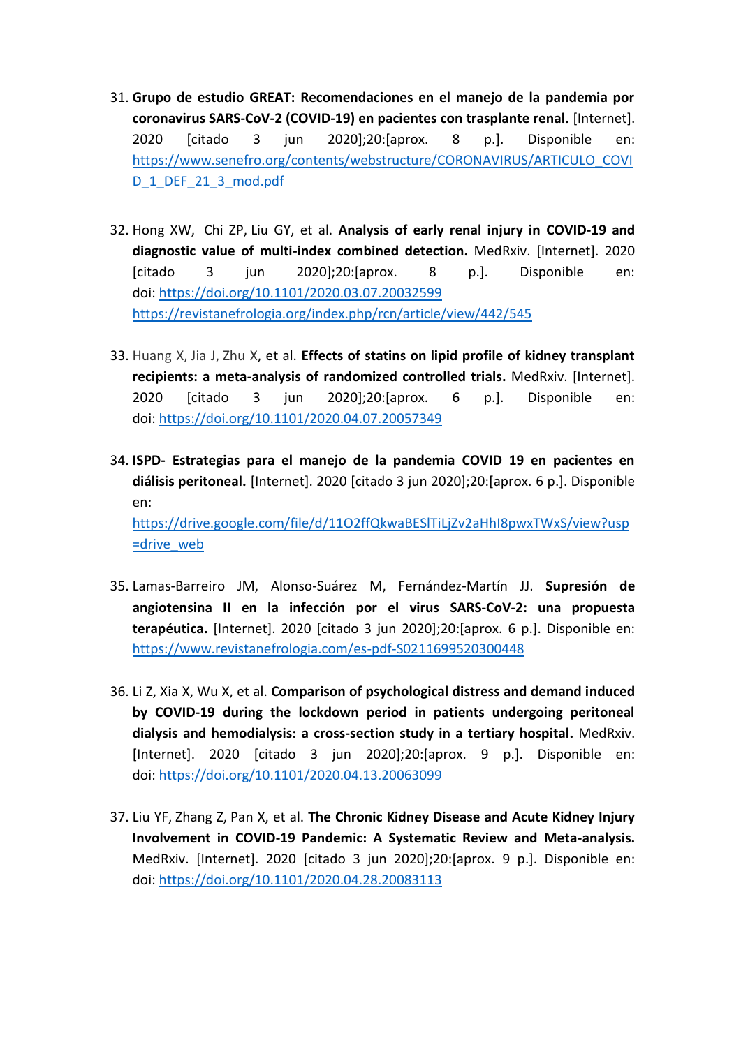31. **Grupo de estudio GREAT: Recomendaciones en el manejo de la pandemia por coronavirus SARS-CoV-2 (COVID-19) en pacientes con trasplante renal.** [Internet]. 2020 [citado 3 jun 2020];20:[aprox. 8 p.]. Disponible en: https://www.senefro.org/contents/webstructure/CORONAVIRUS/ARTICULO_COVID_1_DEF_21_3_mod.pdf

32. Hong XW, Chi ZP, Liu GY, et al. **Analysis of early renal injury in COVID-19 and diagnostic value of multi-index combined detection.** MedRxiv. [Internet]. 2020 [citado 3 jun 2020];20:[aprox. 8 p.]. Disponible en: doi: https://doi.org/10.1101/2020.03.07.20032599 https://revistanefrologia.org/index.php/rcn/article/view/442/545

33. Huang X, Jia J, Zhu X, et al. **Effects of statins on lipid profile of kidney transplant recipients: a meta-analysis of randomized controlled trials.** MedRxiv. [Internet]. 2020 [citado 3 jun 2020];20:[aprox. 6 p.]. Disponible en: doi: https://doi.org/10.1101/2020.04.07.20057349

34. **ISPD- Estrategias para el manejo de la pandemia COVID 19 en pacientes en diálisis peritoneal.** [Internet]. 2020 [citado 3 jun 2020];20:[aprox. 6 p.]. Disponible en: https://drive.google.com/file/d/11O2ffQkwaBESlTiLjZv2aHhI8pwxTWxS/view?usp=drive_web

35. Lamas-Barreiro JM, Alonso-Suárez M, Fernández-Martín JJ. **Supresión de angiotensina II en la infección por el virus SARS-CoV-2: una propuesta terapéutica.** [Internet]. 2020 [citado 3 jun 2020];20:[aprox. 6 p.]. Disponible en: https://www.revistanefrologia.com/es-pdf-S0211699520300448

36. Li Z, Xia X, Wu X, et al. **Comparison of psychological distress and demand induced by COVID-19 during the lockdown period in patients undergoing peritoneal dialysis and hemodialysis: a cross-section study in a tertiary hospital.** MedRxiv. [Internet]. 2020 [citado 3 jun 2020];20:[aprox. 9 p.]. Disponible en: doi: https://doi.org/10.1101/2020.04.13.20063099

37. Liu YF, Zhang Z, Pan X, et al. **The Chronic Kidney Disease and Acute Kidney Injury Involvement in COVID-19 Pandemic: A Systematic Review and Meta-analysis.** MedRxiv. [Internet]. 2020 [citado 3 jun 2020];20:[aprox. 9 p.]. Disponible en: doi: https://doi.org/10.1101/2020.04.28.20083113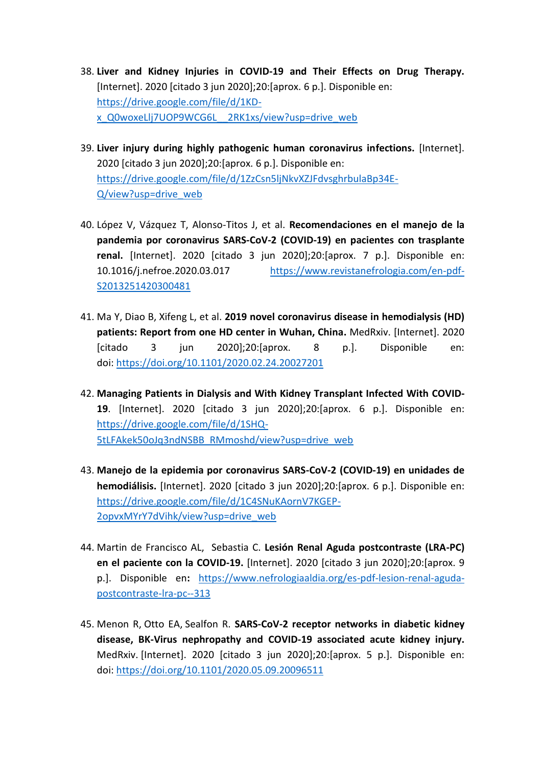38. **Liver and Kidney Injuries in COVID-19 and Their Effects on Drug Therapy.** [Internet]. 2020 [citado 3 jun 2020];20:[aprox. 6 p.]. Disponible en: https://drive.google.com/file/d/1KD-x_Q0woxeLlj7UOP9WCG6L__2RK1xs/view?usp=drive_web

39. **Liver injury during highly pathogenic human coronavirus infections.** [Internet]. 2020 [citado 3 jun 2020];20:[aprox. 6 p.]. Disponible en: https://drive.google.com/file/d/1ZzCsn5ljNkvXZJFdvsghrbulaBp34E-Q/view?usp=drive_web

40. López V, Vázquez T, Alonso-Titos J, et al. **Recomendaciones en el manejo de la pandemia por coronavirus SARS-CoV-2 (COVID-19) en pacientes con trasplante renal.** [Internet]. 2020 [citado 3 jun 2020];20:[aprox. 7 p.]. Disponible en: 10.1016/j.nefroe.2020.03.017 https://www.revistanefrologia.com/en-pdf-S2013251420300481

41. Ma Y, Diao B, Xifeng L, et al. **2019 novel coronavirus disease in hemodialysis (HD) patients: Report from one HD center in Wuhan, China.** MedRxiv. [Internet]. 2020 [citado 3 jun 2020];20:[aprox. 8 p.]. Disponible en: doi: https://doi.org/10.1101/2020.02.24.20027201

42. **Managing Patients in Dialysis and With Kidney Transplant Infected With COVID-19**. [Internet]. 2020 [citado 3 jun 2020];20:[aprox. 6 p.]. Disponible en: https://drive.google.com/file/d/1SHQ-5tLFAkek50oJq3ndNSBB_RMmoshd/view?usp=drive_web

43. **Manejo de la epidemia por coronavirus SARS-CoV-2 (COVID-19) en unidades de hemodiálisis.** [Internet]. 2020 [citado 3 jun 2020];20:[aprox. 6 p.]. Disponible en: https://drive.google.com/file/d/1C4SNuKAornV7KGEP-2opvxMYrY7dVihk/view?usp=drive_web

44. Martin de Francisco AL, Sebastia C. **Lesión Renal Aguda postcontraste (LRA-PC) en el paciente con la COVID-19.** [Internet]. 2020 [citado 3 jun 2020];20:[aprox. 9 p.]. Disponible en**:** https://www.nefrologiaaldia.org/es-pdf-lesion-renal-aguda-postcontraste-lra-pc--313

45. Menon R, Otto EA, Sealfon R. **SARS-CoV-2 receptor networks in diabetic kidney disease, BK-Virus nephropathy and COVID-19 associated acute kidney injury.** MedRxiv. [Internet]. 2020 [citado 3 jun 2020];20:[aprox. 5 p.]. Disponible en: doi: https://doi.org/10.1101/2020.05.09.20096511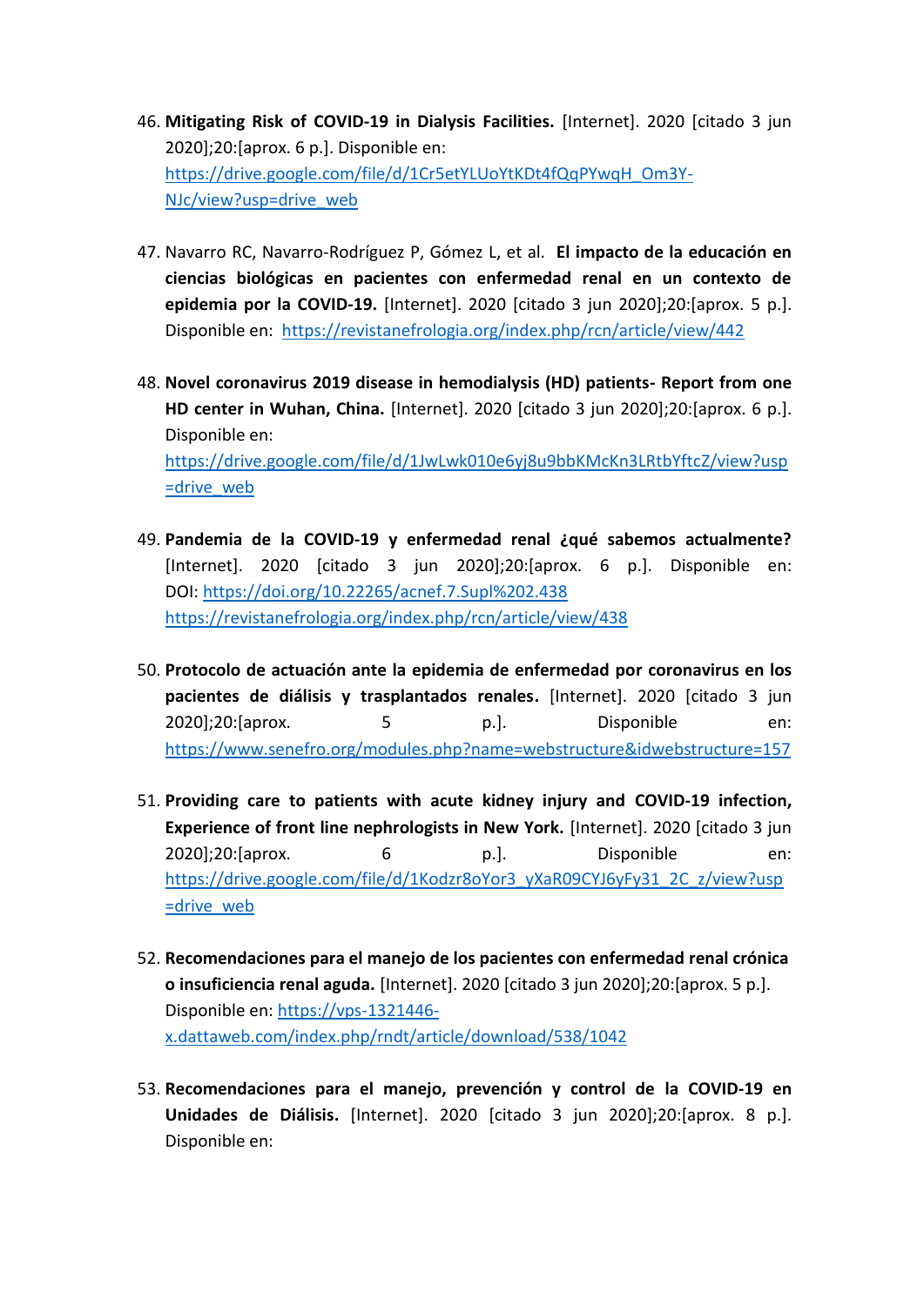46. **Mitigating Risk of COVID-19 in Dialysis Facilities.** [Internet]. 2020 [citado 3 jun 2020];20:[aprox. 6 p.]. Disponible en: https://drive.google.com/file/d/1Cr5etYLUoYtKDt4fQqPYwqH_Om3Y-NJc/view?usp=drive_web

47. Navarro RC, Navarro-Rodríguez P, Gómez L, et al. **El impacto de la educación en ciencias biológicas en pacientes con enfermedad renal en un contexto de epidemia por la COVID-19.** [Internet]. 2020 [citado 3 jun 2020];20:[aprox. 5 p.]. Disponible en: https://revistanefrologia.org/index.php/rcn/article/view/442

48. **Novel coronavirus 2019 disease in hemodialysis (HD) patients- Report from one HD center in Wuhan, China.** [Internet]. 2020 [citado 3 jun 2020];20:[aprox. 6 p.]. Disponible en: https://drive.google.com/file/d/1JwLwk010e6yj8u9bbKMcKn3LRtbYftcZ/view?usp=drive_web

49. **Pandemia de la COVID-19 y enfermedad renal ¿qué sabemos actualmente?** [Internet]. 2020 [citado 3 jun 2020];20:[aprox. 6 p.]. Disponible en: DOI: https://doi.org/10.22265/acnef.7.Supl%202.438 https://revistanefrologia.org/index.php/rcn/article/view/438

50. **Protocolo de actuación ante la epidemia de enfermedad por coronavirus en los pacientes de diálisis y trasplantados renales.** [Internet]. 2020 [citado 3 jun 2020];20:[aprox. 5 p.]. Disponible en: https://www.senefro.org/modules.php?name=webstructure&idwebstructure=157

51. **Providing care to patients with acute kidney injury and COVID-19 infection, Experience of front line nephrologists in New York.** [Internet]. 2020 [citado 3 jun 2020];20:[aprox. 6 p.]. Disponible en: https://drive.google.com/file/d/1Kodzr8oYor3_yXaR09CYJ6yFy31_2C_z/view?usp=drive_web

52. **Recomendaciones para el manejo de los pacientes con enfermedad renal crónica o insuficiencia renal aguda.** [Internet]. 2020 [citado 3 jun 2020];20:[aprox. 5 p.]. Disponible en: https://vps-1321446-x.dattaweb.com/index.php/rndt/article/download/538/1042

53. **Recomendaciones para el manejo, prevención y control de la COVID-19 en Unidades de Diálisis.** [Internet]. 2020 [citado 3 jun 2020];20:[aprox. 8 p.]. Disponible en: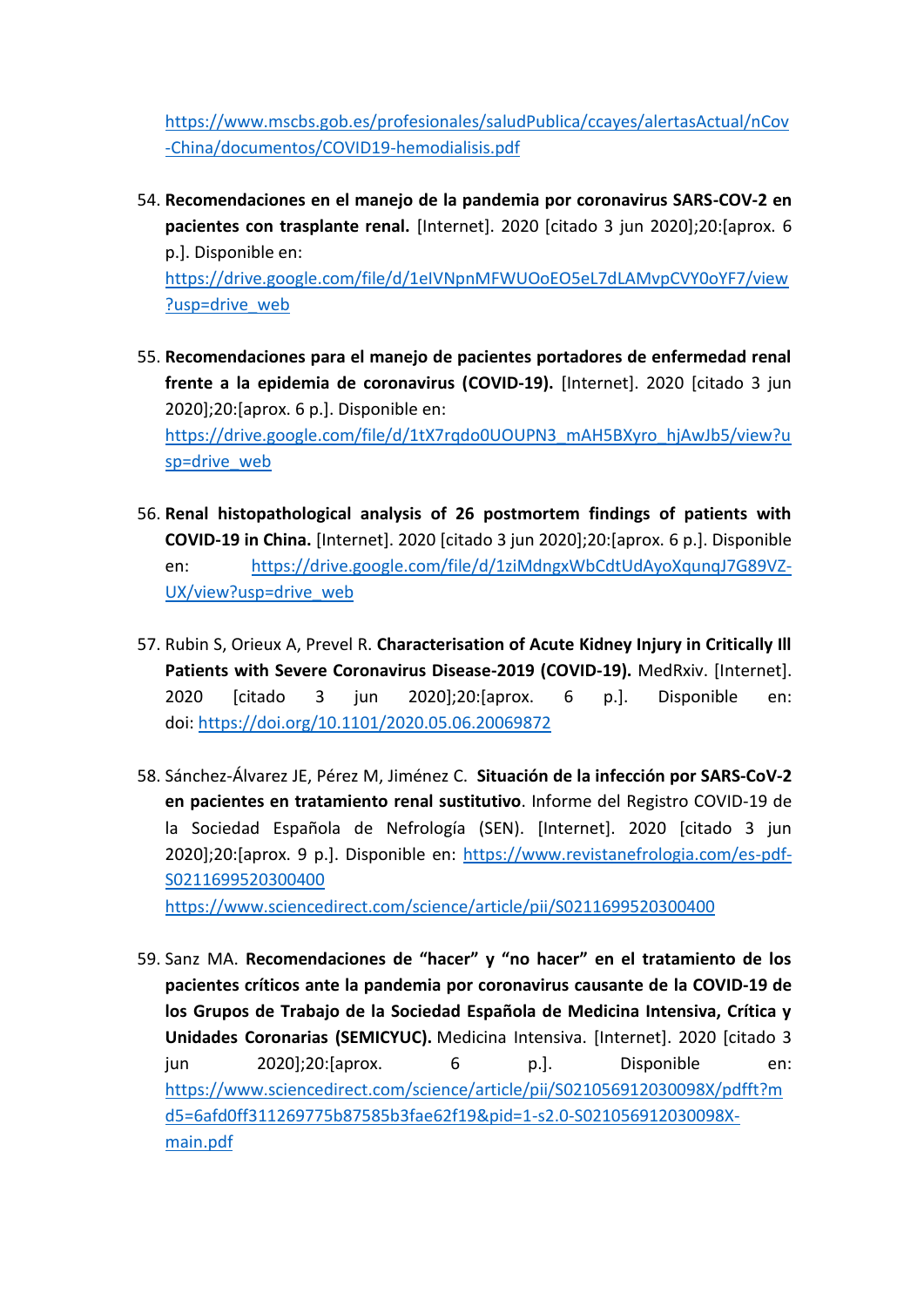https://www.mscbs.gob.es/profesionales/saludPublica/ccayes/alertasActual/nCov-China/documentos/COVID19-hemodialisis.pdf

54. **Recomendaciones en el manejo de la pandemia por coronavirus SARS-COV-2 en pacientes con trasplante renal.** [Internet]. 2020 [citado 3 jun 2020];20:[aprox. 6 p.]. Disponible en: https://drive.google.com/file/d/1eIVNpnMFWUOoEO5eL7dLAMvpCVY0oYF7/view?usp=drive_web

55. **Recomendaciones para el manejo de pacientes portadores de enfermedad renal frente a la epidemia de coronavirus (COVID-19).** [Internet]. 2020 [citado 3 jun 2020];20:[aprox. 6 p.]. Disponible en: https://drive.google.com/file/d/1tX7rqdo0UOUPN3_mAH5BXyro_hjAwJb5/view?usp=drive_web

56. **Renal histopathological analysis of 26 postmortem findings of patients with COVID-19 in China.** [Internet]. 2020 [citado 3 jun 2020];20:[aprox. 6 p.]. Disponible en: https://drive.google.com/file/d/1ziMdngxWbCdtUdAyoXqunqJ7G89VZ-UX/view?usp=drive_web

57. Rubin S, Orieux A, Prevel R. **Characterisation of Acute Kidney Injury in Critically Ill Patients with Severe Coronavirus Disease-2019 (COVID-19).** MedRxiv. [Internet]. 2020 [citado 3 jun 2020];20:[aprox. 6 p.]. Disponible en: doi: https://doi.org/10.1101/2020.05.06.20069872

58. Sánchez-Álvarez JE, Pérez M, Jiménez C. **Situación de la infección por SARS-CoV-2 en pacientes en tratamiento renal sustitutivo**. Informe del Registro COVID-19 de la Sociedad Española de Nefrología (SEN). [Internet]. 2020 [citado 3 jun 2020];20:[aprox. 9 p.]. Disponible en: https://www.revistanefrologia.com/es-pdf-S0211699520300400 https://www.sciencedirect.com/science/article/pii/S0211699520300400

59. Sanz MA. **Recomendaciones de "hacer" y "no hacer" en el tratamiento de los pacientes críticos ante la pandemia por coronavirus causante de la COVID-19 de los Grupos de Trabajo de la Sociedad Española de Medicina Intensiva, Crítica y Unidades Coronarias (SEMICYUC).** Medicina Intensiva. [Internet]. 2020 [citado 3 jun 2020];20:[aprox. 6 p.]. Disponible en: https://www.sciencedirect.com/science/article/pii/S021056912030098X/pdfft?md5=6afd0ff311269775b87585b3fae62f19&pid=1-s2.0-S021056912030098X-main.pdf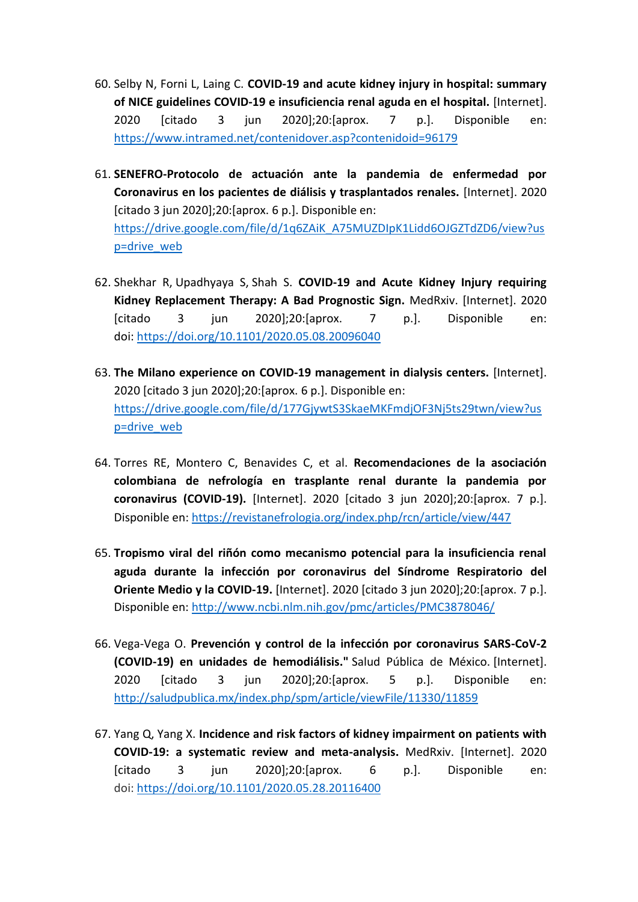60. Selby N, Forni L, Laing C. **COVID-19 and acute kidney injury in hospital: summary of NICE guidelines COVID-19 e insuficiencia renal aguda en el hospital.** [Internet]. 2020 [citado 3 jun 2020];20:[aprox. 7 p.]. Disponible en: https://www.intramed.net/contenidover.asp?contenidoid=96179

61. **SENEFRO-Protocolo de actuación ante la pandemia de enfermedad por Coronavirus en los pacientes de diálisis y trasplantados renales.** [Internet]. 2020 [citado 3 jun 2020];20:[aprox. 6 p.]. Disponible en: https://drive.google.com/file/d/1q6ZAiK_A75MUZDIpK1Lidd6OJGZTdZD6/view?usp=drive_web

62. Shekhar R, Upadhyaya S, Shah S. **COVID-19 and Acute Kidney Injury requiring Kidney Replacement Therapy: A Bad Prognostic Sign.** MedRxiv. [Internet]. 2020 [citado 3 jun 2020];20:[aprox. 7 p.]. Disponible en: doi: https://doi.org/10.1101/2020.05.08.20096040

63. **The Milano experience on COVID-19 management in dialysis centers.** [Internet]. 2020 [citado 3 jun 2020];20:[aprox. 6 p.]. Disponible en: https://drive.google.com/file/d/177GjywtS3SkaeMKFmdjOF3Nj5ts29twn/view?usp=drive_web

64. Torres RE, Montero C, Benavides C, et al. **Recomendaciones de la asociación colombiana de nefrología en trasplante renal durante la pandemia por coronavirus (COVID-19).** [Internet]. 2020 [citado 3 jun 2020];20:[aprox. 7 p.]. Disponible en: https://revistanefrologia.org/index.php/rcn/article/view/447

65. **Tropismo viral del riñón como mecanismo potencial para la insuficiencia renal aguda durante la infección por coronavirus del Síndrome Respiratorio del Oriente Medio y la COVID-19.** [Internet]. 2020 [citado 3 jun 2020];20:[aprox. 7 p.]. Disponible en: http://www.ncbi.nlm.nih.gov/pmc/articles/PMC3878046/

66. Vega-Vega O. **Prevención y control de la infección por coronavirus SARS-CoV-2 (COVID-19) en unidades de hemodiálisis."** Salud Pública de México. [Internet]. 2020 [citado 3 jun 2020];20:[aprox. 5 p.]. Disponible en: http://saludpublica.mx/index.php/spm/article/viewFile/11330/11859

67. Yang Q, Yang X. **Incidence and risk factors of kidney impairment on patients with COVID-19: a systematic review and meta-analysis.** MedRxiv. [Internet]. 2020 [citado 3 jun 2020];20:[aprox. 6 p.]. Disponible en: doi: https://doi.org/10.1101/2020.05.28.20116400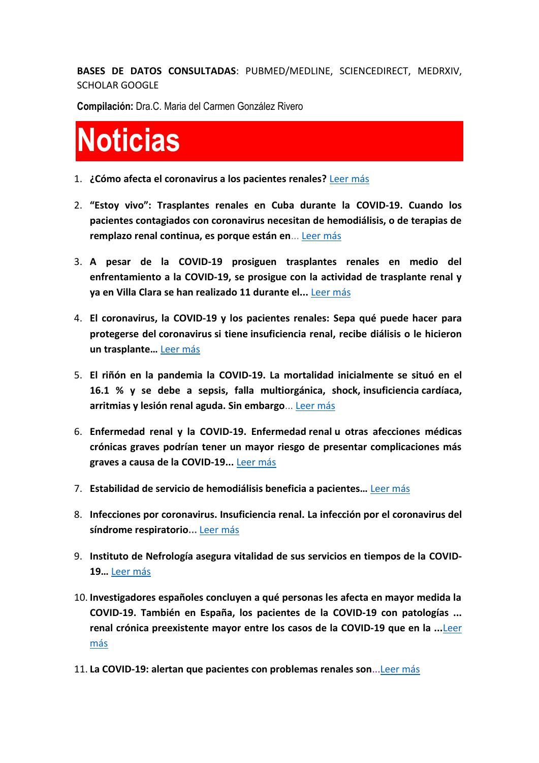**BASES DE DATOS CONSULTADAS**: PUBMED/MEDLINE, SCIENCEDIRECT, MEDRXIV, SCHOLAR GOOGLE

**Compilación:** Dra.C. Maria del Carmen González Rivero

# Noticias

1. **¿Cómo afecta el coronavirus a los pacientes renales?** Leer más

2. **"Estoy vivo": Trasplantes renales en Cuba durante la COVID-19. Cuando los pacientes contagiados con coronavirus necesitan de hemodiálisis, o de terapias de remplazo renal continua, es porque están en**... Leer más

3. **A pesar de la COVID-19 prosiguen trasplantes renales en medio del enfrentamiento a la COVID-19, se prosigue con la actividad de trasplante renal y ya en Villa Clara se han realizado 11 durante el...** Leer más

4. **El coronavirus, la COVID-19 y los pacientes renales: Sepa qué puede hacer para protegerse del coronavirus si tiene insuficiencia renal, recibe diálisis o le hicieron un trasplante…** Leer más

5. **El riñón en la pandemia la COVID-19. La mortalidad inicialmente se situó en el 16.1 % y se debe a sepsis, falla multiorgánica, shock, insuficiencia cardíaca, arritmias y lesión renal aguda. Sin embargo**... Leer más

6. **Enfermedad renal y la COVID-19. Enfermedad renal u otras afecciones médicas crónicas graves podrían tener un mayor riesgo de presentar complicaciones más graves a causa de la COVID-19...** Leer más

7. **Estabilidad de servicio de hemodiálisis beneficia a pacientes…** Leer más

8. **Infecciones por coronavirus. Insuficiencia renal. La infección por el coronavirus del síndrome respiratorio...** Leer más

9. **Instituto de Nefrología asegura vitalidad de sus servicios en tiempos de la COVID-19…** Leer más

10. **Investigadores españoles concluyen a qué personas les afecta en mayor medida la COVID-19. También en España, los pacientes de la COVID-19 con patologías ... renal crónica preexistente mayor entre los casos de la COVID-19 que en la ...**Leer más

11. **La COVID-19: alertan que pacientes con problemas renales son**...Leer más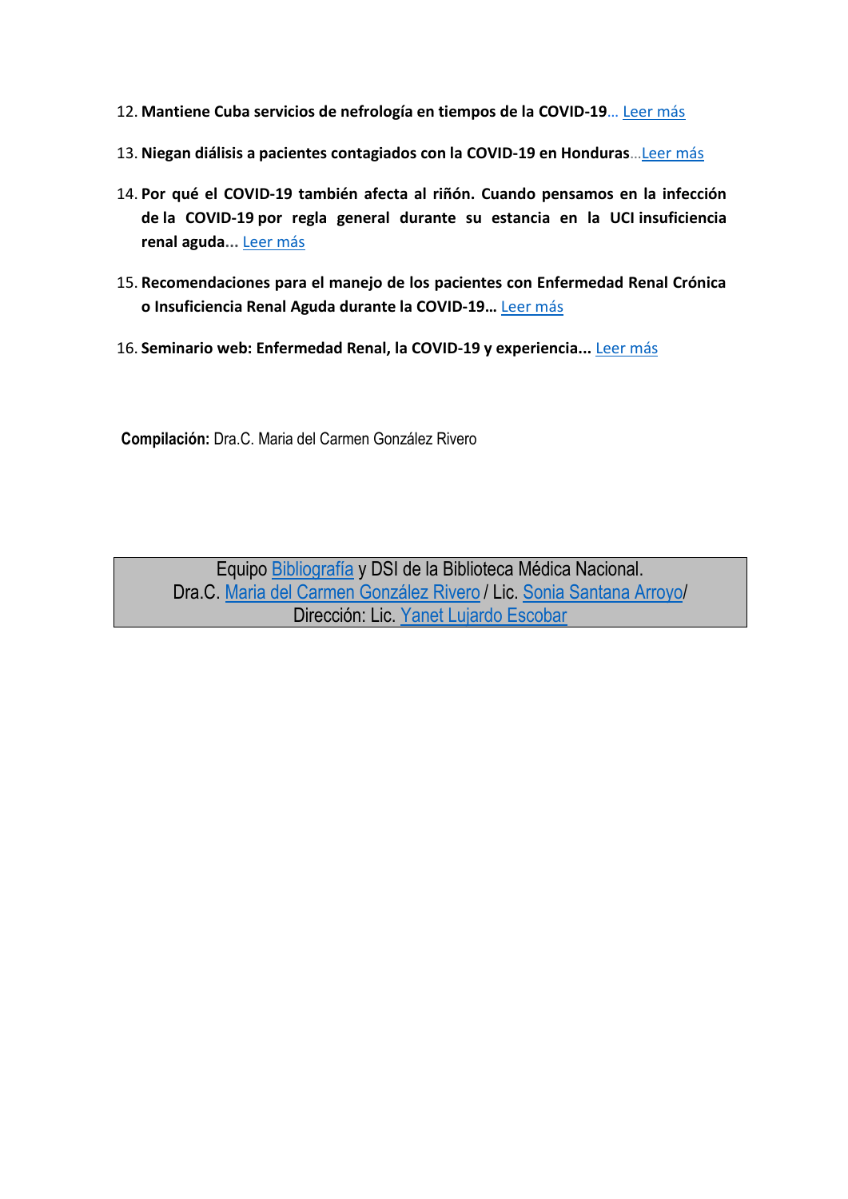12. **Mantiene Cuba servicios de nefrología en tiempos de la COVID-19**... Leer más

13. **Niegan diálisis a pacientes contagiados con la COVID-19 en Honduras**...Leer más

14. **Por qué el COVID-19 también afecta al riñón. Cuando pensamos en la infección de la COVID-19 por regla general durante su estancia en la UCI insuficiencia renal aguda...** Leer más

15. **Recomendaciones para el manejo de los pacientes con Enfermedad Renal Crónica o Insuficiencia Renal Aguda durante la COVID-19…** Leer más

16. **Seminario web: Enfermedad Renal, la COVID-19 y experiencia...** Leer más

**Compilación:** Dra.C. Maria del Carmen González Rivero

Equipo Bibliografía y DSI de la Biblioteca Médica Nacional.
Dra.C. Maria del Carmen González Rivero / Lic. Sonia Santana Arroyo/
Dirección: Lic. Yanet Lujardo Escobar